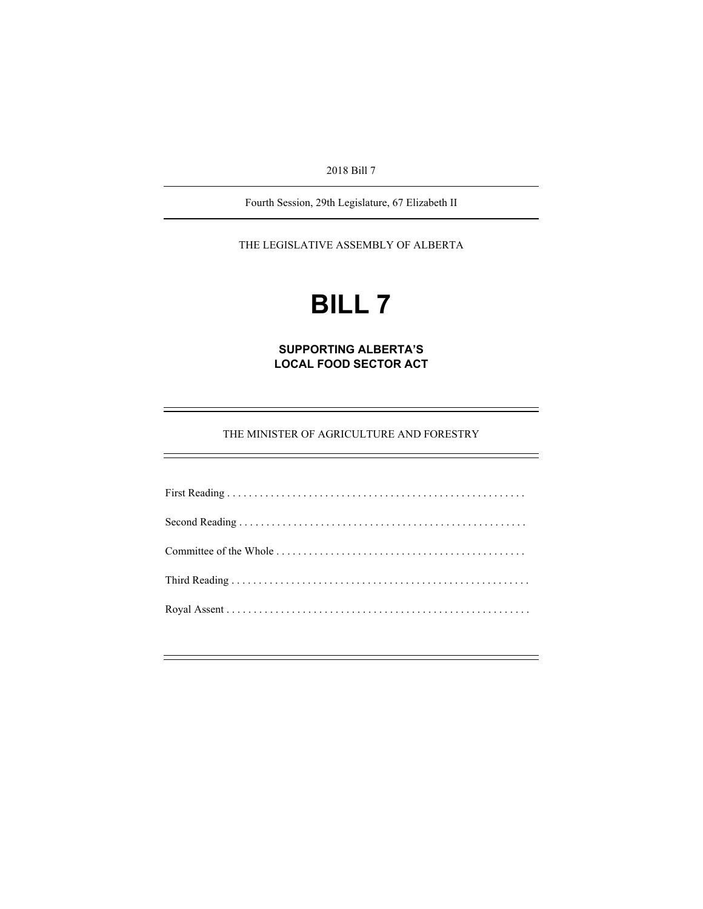2018 Bill 7

Fourth Session, 29th Legislature, 67 Elizabeth II

THE LEGISLATIVE ASSEMBLY OF ALBERTA

# BILL 7

## SUPPORTING ALBERTA'S LOCAL FOOD SECTOR ACT

THE MINISTER OF AGRICULTURE AND FORESTRY

First Reading . . . . . . . . . . . . . . . . . . . . . . . . . . . . . . . . . . . . . . . . . . . . . . . . . . . . . .

Second Reading . . . . . . . . . . . . . . . . . . . . . . . . . . . . . . . . . . . . . . . . . . . . . . . . . . . . .

Committee of the Whole . . . . . . . . . . . . . . . . . . . . . . . . . . . . . . . . . . . . . . . . . . . . .

Third Reading . . . . . . . . . . . . . . . . . . . . . . . . . . . . . . . . . . . . . . . . . . . . . . . . . . . . . . .

Royal Assent . . . . . . . . . . . . . . . . . . . . . . . . . . . . . . . . . . . . . . . . . . . . . . . . . . . . . . . .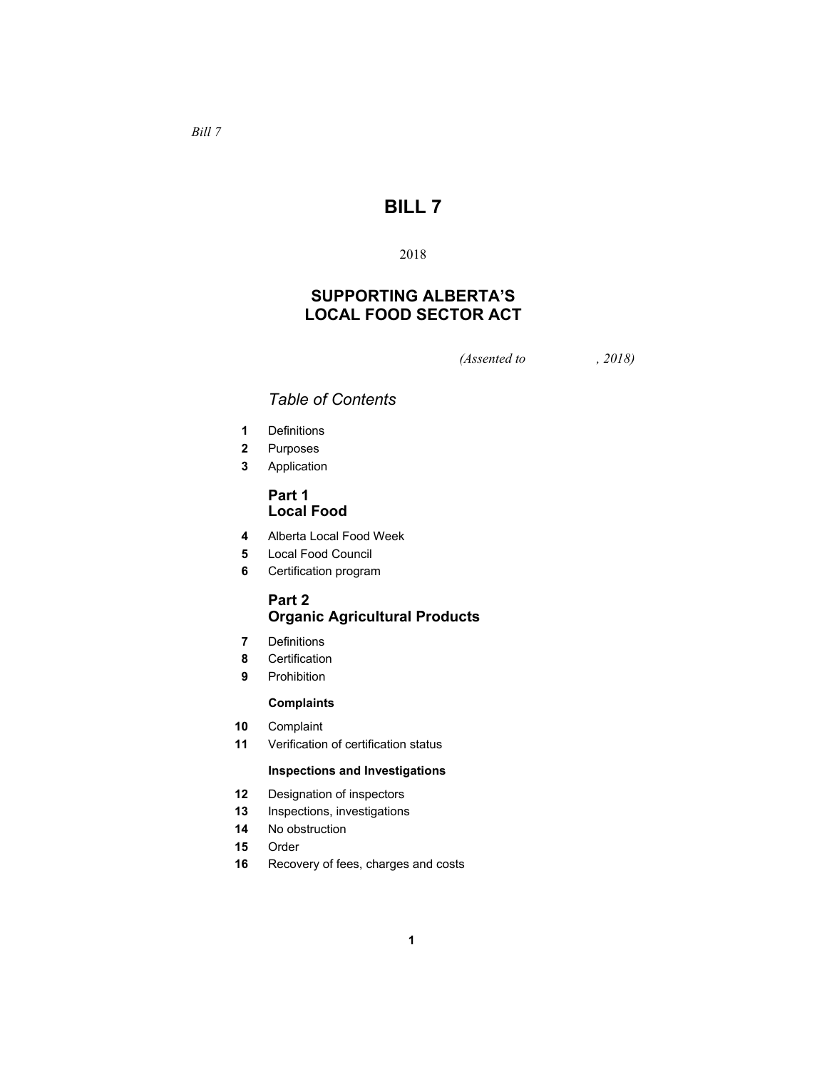*Bill 7*

# BILL 7

2018

## SUPPORTING ALBERTA'S LOCAL FOOD SECTOR ACT

*(Assented to , 2018)*

*Table of Contents*

**1** Definitions
**2** Purposes
**3** Application

### Part 1 Local Food

**4** Alberta Local Food Week
**5** Local Food Council
**6** Certification program

### Part 2 Organic Agricultural Products

**7** Definitions
**8** Certification
**9** Prohibition

**Complaints**

**10** Complaint
**11** Verification of certification status

**Inspections and Investigations**

**12** Designation of inspectors
**13** Inspections, investigations
**14** No obstruction
**15** Order
**16** Recovery of fees, charges and costs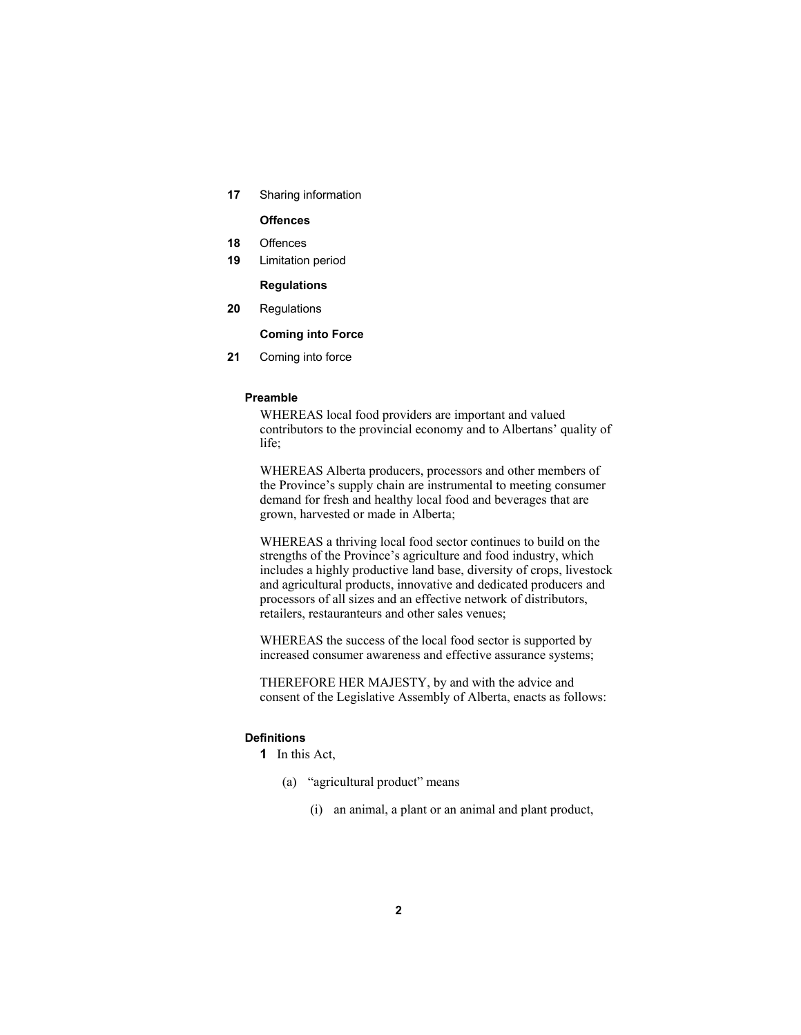**17** Sharing information

**Offences**

**18** Offences

**19** Limitation period

**Regulations**

**20** Regulations

**Coming into Force**

**21** Coming into force

**Preamble**

WHEREAS local food providers are important and valued contributors to the provincial economy and to Albertans' quality of life;

WHEREAS Alberta producers, processors and other members of the Province's supply chain are instrumental to meeting consumer demand for fresh and healthy local food and beverages that are grown, harvested or made in Alberta;

WHEREAS a thriving local food sector continues to build on the strengths of the Province's agriculture and food industry, which includes a highly productive land base, diversity of crops, livestock and agricultural products, innovative and dedicated producers and processors of all sizes and an effective network of distributors, retailers, restauranteurs and other sales venues;

WHEREAS the success of the local food sector is supported by increased consumer awareness and effective assurance systems;

THEREFORE HER MAJESTY, by and with the advice and consent of the Legislative Assembly of Alberta, enacts as follows:

**Definitions**

**1** In this Act,

(a) "agricultural product" means

(i) an animal, a plant or an animal and plant product,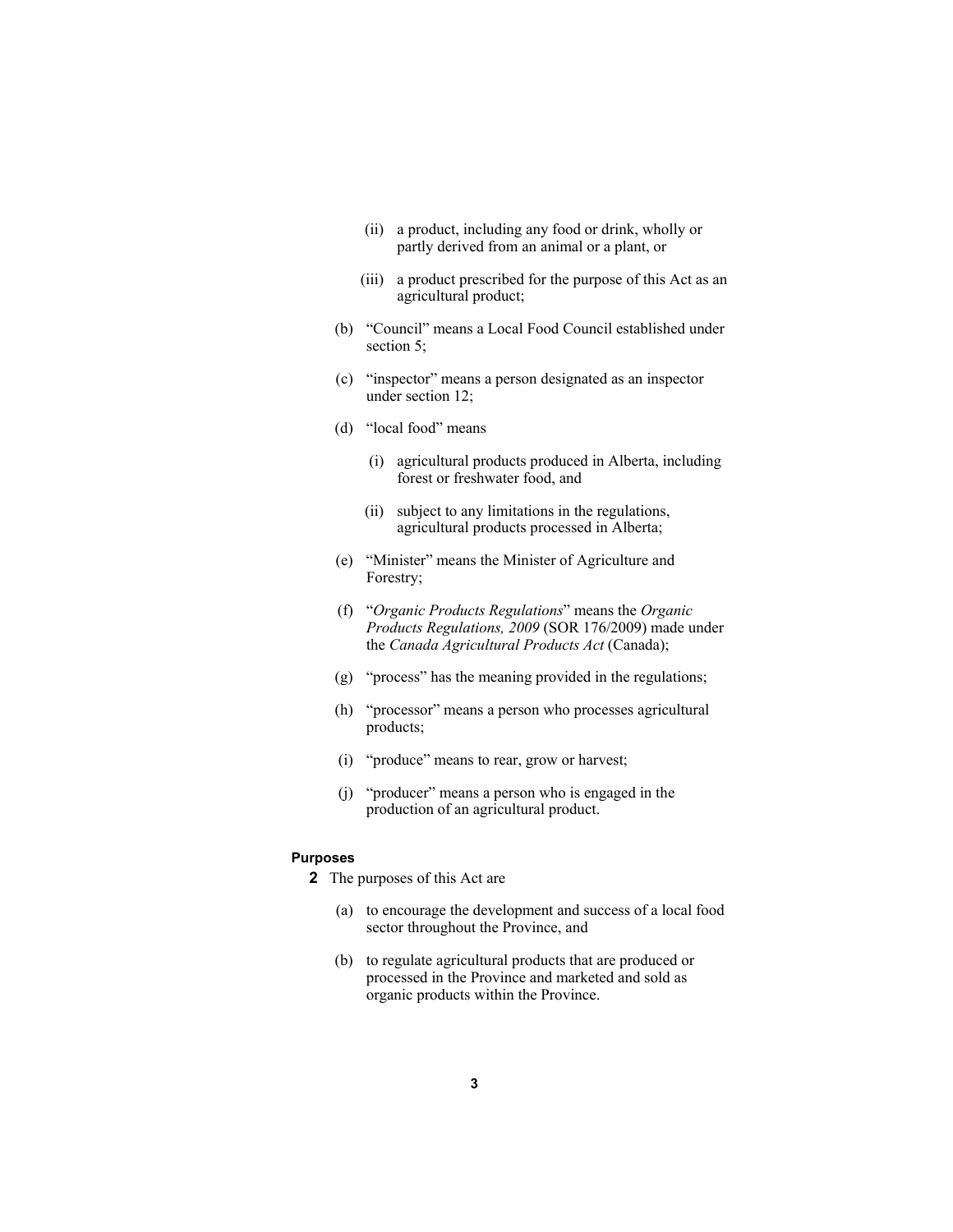(ii) a product, including any food or drink, wholly or partly derived from an animal or a plant, or

(iii) a product prescribed for the purpose of this Act as an agricultural product;

(b) "Council" means a Local Food Council established under section 5;

(c) "inspector" means a person designated as an inspector under section 12;

(d) "local food" means

(i) agricultural products produced in Alberta, including forest or freshwater food, and

(ii) subject to any limitations in the regulations, agricultural products processed in Alberta;

(e) "Minister" means the Minister of Agriculture and Forestry;

(f) "*Organic Products Regulations*" means the *Organic Products Regulations, 2009* (SOR 176/2009) made under the *Canada Agricultural Products Act* (Canada);

(g) "process" has the meaning provided in the regulations;

(h) "processor" means a person who processes agricultural products;

(i) "produce" means to rear, grow or harvest;

(j) "producer" means a person who is engaged in the production of an agricultural product.

**Purposes**

**2** The purposes of this Act are

(a) to encourage the development and success of a local food sector throughout the Province, and

(b) to regulate agricultural products that are produced or processed in the Province and marketed and sold as organic products within the Province.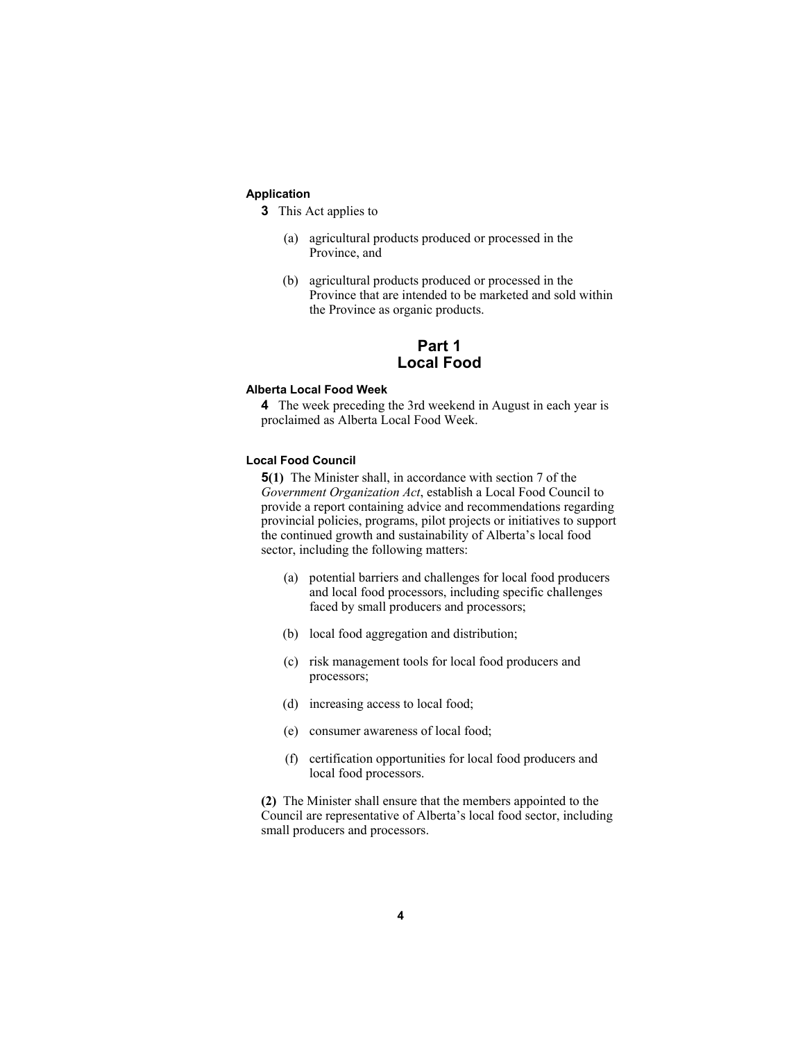### Application

**3** This Act applies to

(a) agricultural products produced or processed in the Province, and

(b) agricultural products produced or processed in the Province that are intended to be marketed and sold within the Province as organic products.

## Part 1
## Local Food

### Alberta Local Food Week

**4** The week preceding the 3rd weekend in August in each year is proclaimed as Alberta Local Food Week.

### Local Food Council

**5(1)** The Minister shall, in accordance with section 7 of the *Government Organization Act*, establish a Local Food Council to provide a report containing advice and recommendations regarding provincial policies, programs, pilot projects or initiatives to support the continued growth and sustainability of Alberta's local food sector, including the following matters:

(a) potential barriers and challenges for local food producers and local food processors, including specific challenges faced by small producers and processors;

(b) local food aggregation and distribution;

(c) risk management tools for local food producers and processors;

(d) increasing access to local food;

(e) consumer awareness of local food;

(f) certification opportunities for local food producers and local food processors.

**(2)** The Minister shall ensure that the members appointed to the Council are representative of Alberta's local food sector, including small producers and processors.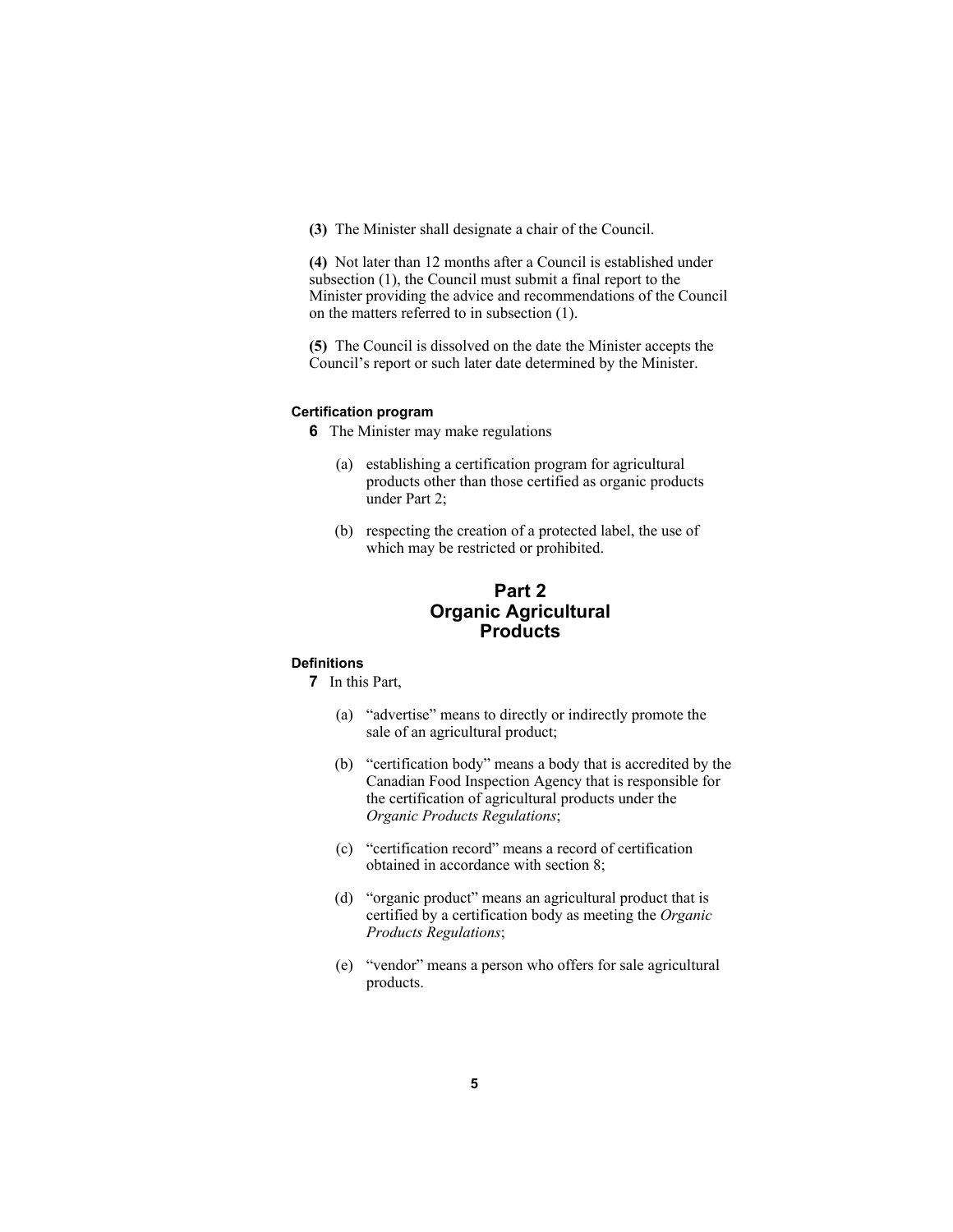**(3)** The Minister shall designate a chair of the Council.

**(4)** Not later than 12 months after a Council is established under subsection (1), the Council must submit a final report to the Minister providing the advice and recommendations of the Council on the matters referred to in subsection (1).

**(5)** The Council is dissolved on the date the Minister accepts the Council's report or such later date determined by the Minister.

#### Certification program

**6** The Minister may make regulations

(a) establishing a certification program for agricultural products other than those certified as organic products under Part 2;

(b) respecting the creation of a protected label, the use of which may be restricted or prohibited.

## Part 2 Organic Agricultural Products

#### Definitions

**7** In this Part,

(a) "advertise" means to directly or indirectly promote the sale of an agricultural product;

(b) "certification body" means a body that is accredited by the Canadian Food Inspection Agency that is responsible for the certification of agricultural products under the *Organic Products Regulations*;

(c) "certification record" means a record of certification obtained in accordance with section 8;

(d) "organic product" means an agricultural product that is certified by a certification body as meeting the *Organic Products Regulations*;

(e) "vendor" means a person who offers for sale agricultural products.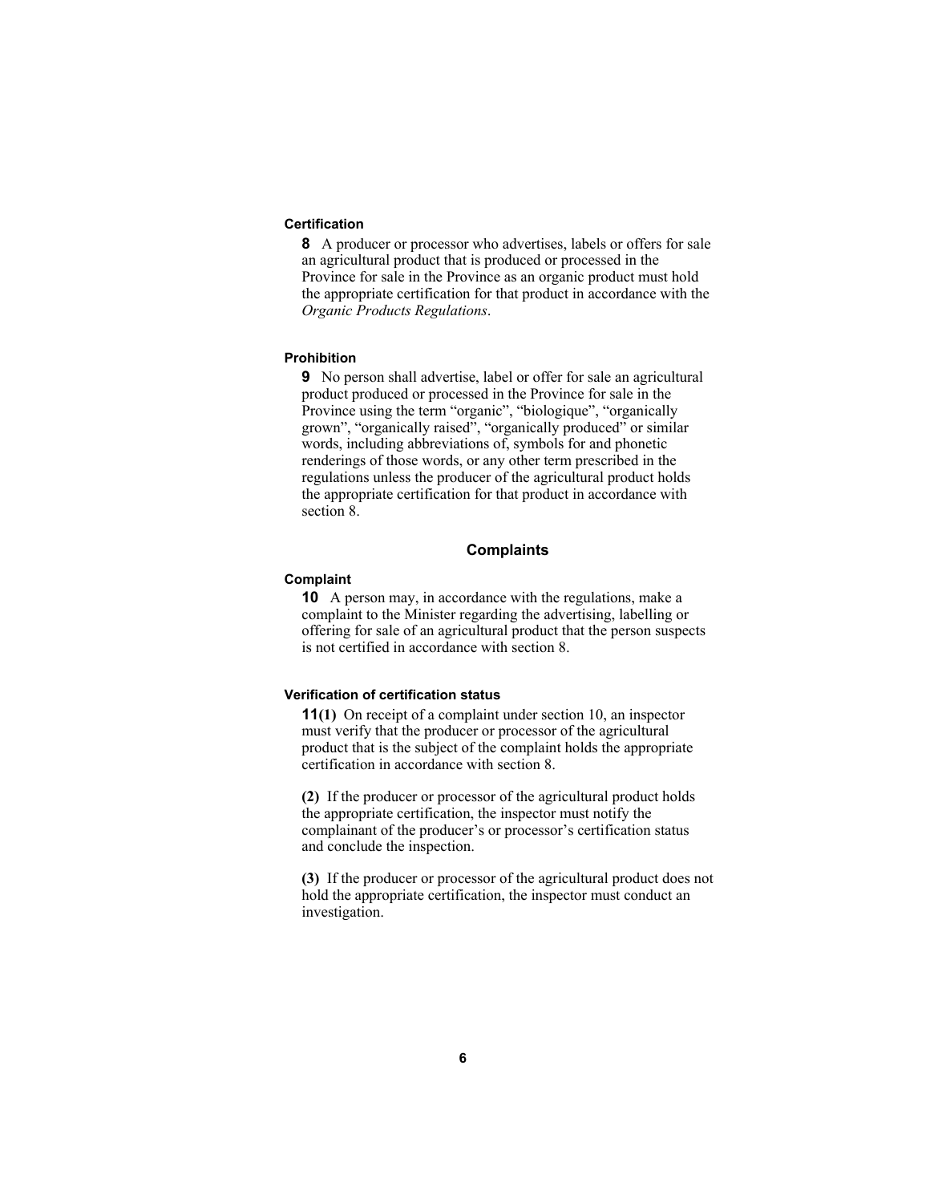### Certification

**8** A producer or processor who advertises, labels or offers for sale an agricultural product that is produced or processed in the Province for sale in the Province as an organic product must hold the appropriate certification for that product in accordance with the *Organic Products Regulations*.

### Prohibition

**9** No person shall advertise, label or offer for sale an agricultural product produced or processed in the Province for sale in the Province using the term "organic", "biologique", "organically grown", "organically raised", "organically produced" or similar words, including abbreviations of, symbols for and phonetic renderings of those words, or any other term prescribed in the regulations unless the producer of the agricultural product holds the appropriate certification for that product in accordance with section 8.

## Complaints

### Complaint

**10** A person may, in accordance with the regulations, make a complaint to the Minister regarding the advertising, labelling or offering for sale of an agricultural product that the person suspects is not certified in accordance with section 8.

### Verification of certification status

**11(1)** On receipt of a complaint under section 10, an inspector must verify that the producer or processor of the agricultural product that is the subject of the complaint holds the appropriate certification in accordance with section 8.

**(2)** If the producer or processor of the agricultural product holds the appropriate certification, the inspector must notify the complainant of the producer's or processor's certification status and conclude the inspection.

**(3)** If the producer or processor of the agricultural product does not hold the appropriate certification, the inspector must conduct an investigation.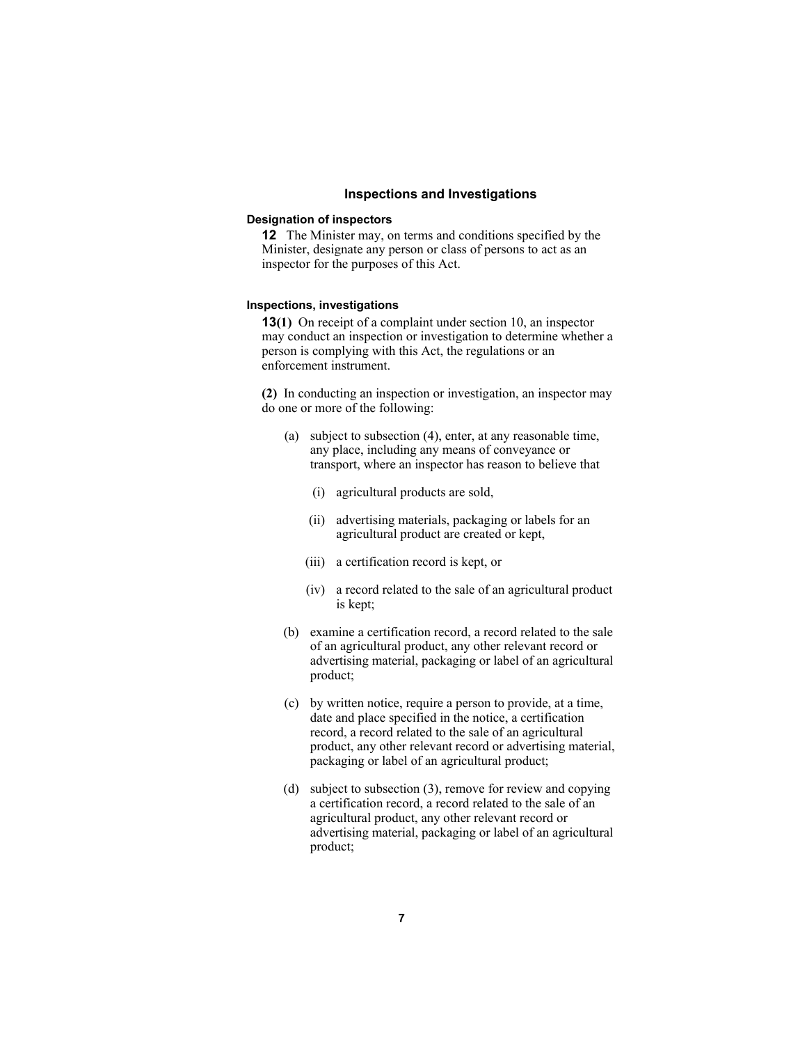## Inspections and Investigations

### Designation of inspectors

**12** The Minister may, on terms and conditions specified by the Minister, designate any person or class of persons to act as an inspector for the purposes of this Act.

### Inspections, investigations

**13(1)** On receipt of a complaint under section 10, an inspector may conduct an inspection or investigation to determine whether a person is complying with this Act, the regulations or an enforcement instrument.

**(2)** In conducting an inspection or investigation, an inspector may do one or more of the following:

- (a) subject to subsection (4), enter, at any reasonable time, any place, including any means of conveyance or transport, where an inspector has reason to believe that
  - (i) agricultural products are sold,
  - (ii) advertising materials, packaging or labels for an agricultural product are created or kept,
  - (iii) a certification record is kept, or
  - (iv) a record related to the sale of an agricultural product is kept;
- (b) examine a certification record, a record related to the sale of an agricultural product, any other relevant record or advertising material, packaging or label of an agricultural product;
- (c) by written notice, require a person to provide, at a time, date and place specified in the notice, a certification record, a record related to the sale of an agricultural product, any other relevant record or advertising material, packaging or label of an agricultural product;
- (d) subject to subsection (3), remove for review and copying a certification record, a record related to the sale of an agricultural product, any other relevant record or advertising material, packaging or label of an agricultural product;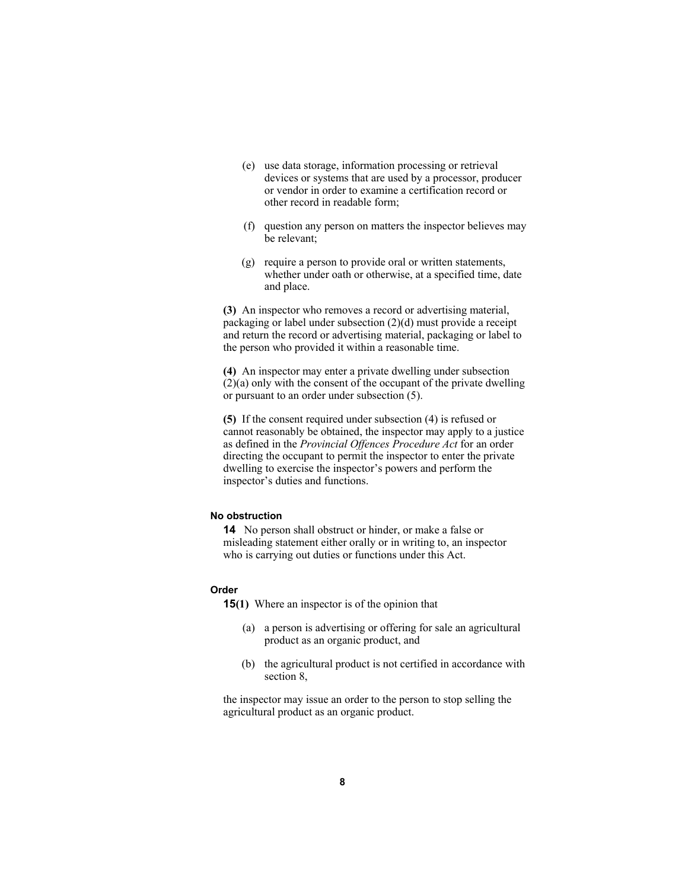(e) use data storage, information processing or retrieval devices or systems that are used by a processor, producer or vendor in order to examine a certification record or other record in readable form;

(f) question any person on matters the inspector believes may be relevant;

(g) require a person to provide oral or written statements, whether under oath or otherwise, at a specified time, date and place.

**(3)** An inspector who removes a record or advertising material, packaging or label under subsection (2)(d) must provide a receipt and return the record or advertising material, packaging or label to the person who provided it within a reasonable time.

**(4)** An inspector may enter a private dwelling under subsection (2)(a) only with the consent of the occupant of the private dwelling or pursuant to an order under subsection (5).

**(5)** If the consent required under subsection (4) is refused or cannot reasonably be obtained, the inspector may apply to a justice as defined in the *Provincial Offences Procedure Act* for an order directing the occupant to permit the inspector to enter the private dwelling to exercise the inspector's powers and perform the inspector's duties and functions.

#### No obstruction

**14** No person shall obstruct or hinder, or make a false or misleading statement either orally or in writing to, an inspector who is carrying out duties or functions under this Act.

#### Order

**15(1)** Where an inspector is of the opinion that

(a) a person is advertising or offering for sale an agricultural product as an organic product, and

(b) the agricultural product is not certified in accordance with section 8,

the inspector may issue an order to the person to stop selling the agricultural product as an organic product.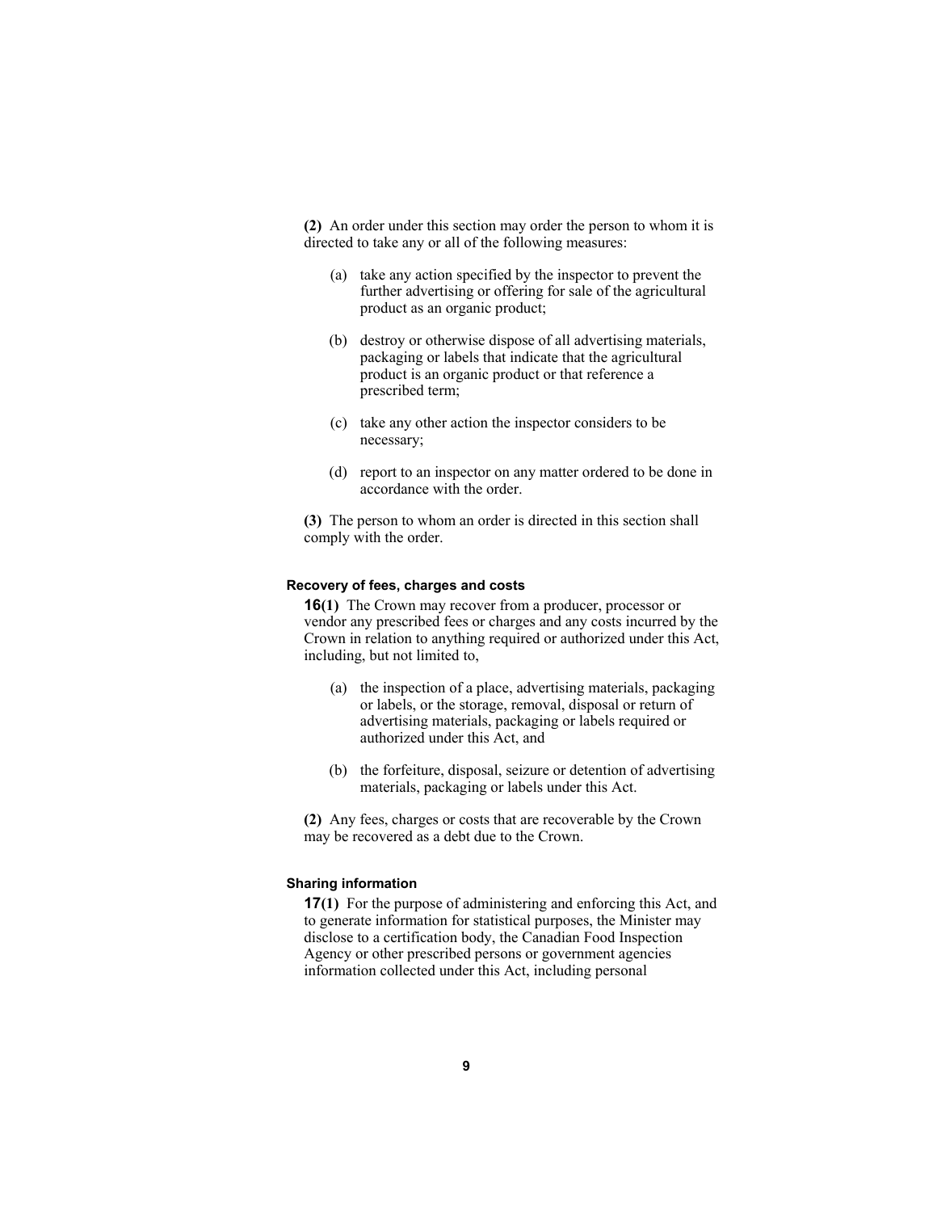**(2)** An order under this section may order the person to whom it is directed to take any or all of the following measures:

(a) take any action specified by the inspector to prevent the further advertising or offering for sale of the agricultural product as an organic product;

(b) destroy or otherwise dispose of all advertising materials, packaging or labels that indicate that the agricultural product is an organic product or that reference a prescribed term;

(c) take any other action the inspector considers to be necessary;

(d) report to an inspector on any matter ordered to be done in accordance with the order.

**(3)** The person to whom an order is directed in this section shall comply with the order.

#### Recovery of fees, charges and costs

**16(1)** The Crown may recover from a producer, processor or vendor any prescribed fees or charges and any costs incurred by the Crown in relation to anything required or authorized under this Act, including, but not limited to,

(a) the inspection of a place, advertising materials, packaging or labels, or the storage, removal, disposal or return of advertising materials, packaging or labels required or authorized under this Act, and

(b) the forfeiture, disposal, seizure or detention of advertising materials, packaging or labels under this Act.

**(2)** Any fees, charges or costs that are recoverable by the Crown may be recovered as a debt due to the Crown.

#### Sharing information

**17(1)** For the purpose of administering and enforcing this Act, and to generate information for statistical purposes, the Minister may disclose to a certification body, the Canadian Food Inspection Agency or other prescribed persons or government agencies information collected under this Act, including personal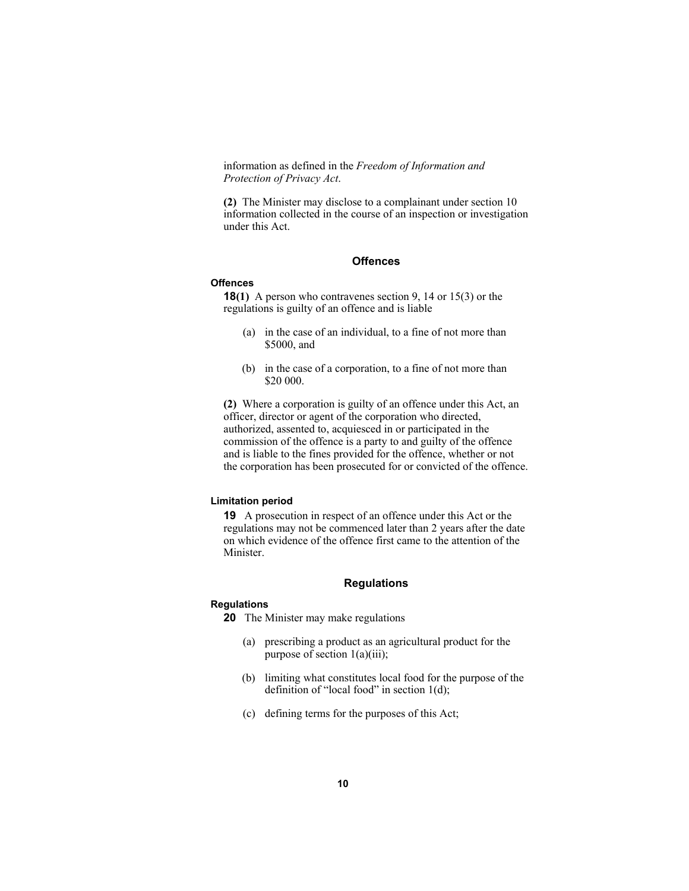information as defined in the *Freedom of Information and Protection of Privacy Act*.

**(2)** The Minister may disclose to a complainant under section 10 information collected in the course of an inspection or investigation under this Act.

## Offences

### Offences

**18(1)** A person who contravenes section 9, 14 or 15(3) or the regulations is guilty of an offence and is liable

(a) in the case of an individual, to a fine of not more than $5000, and

(b) in the case of a corporation, to a fine of not more than $20 000.

**(2)** Where a corporation is guilty of an offence under this Act, an officer, director or agent of the corporation who directed, authorized, assented to, acquiesced in or participated in the commission of the offence is a party to and guilty of the offence and is liable to the fines provided for the offence, whether or not the corporation has been prosecuted for or convicted of the offence.

### Limitation period

**19** A prosecution in respect of an offence under this Act or the regulations may not be commenced later than 2 years after the date on which evidence of the offence first came to the attention of the Minister.

## Regulations

### Regulations

**20** The Minister may make regulations

(a) prescribing a product as an agricultural product for the purpose of section 1(a)(iii);

(b) limiting what constitutes local food for the purpose of the definition of "local food" in section 1(d);

(c) defining terms for the purposes of this Act;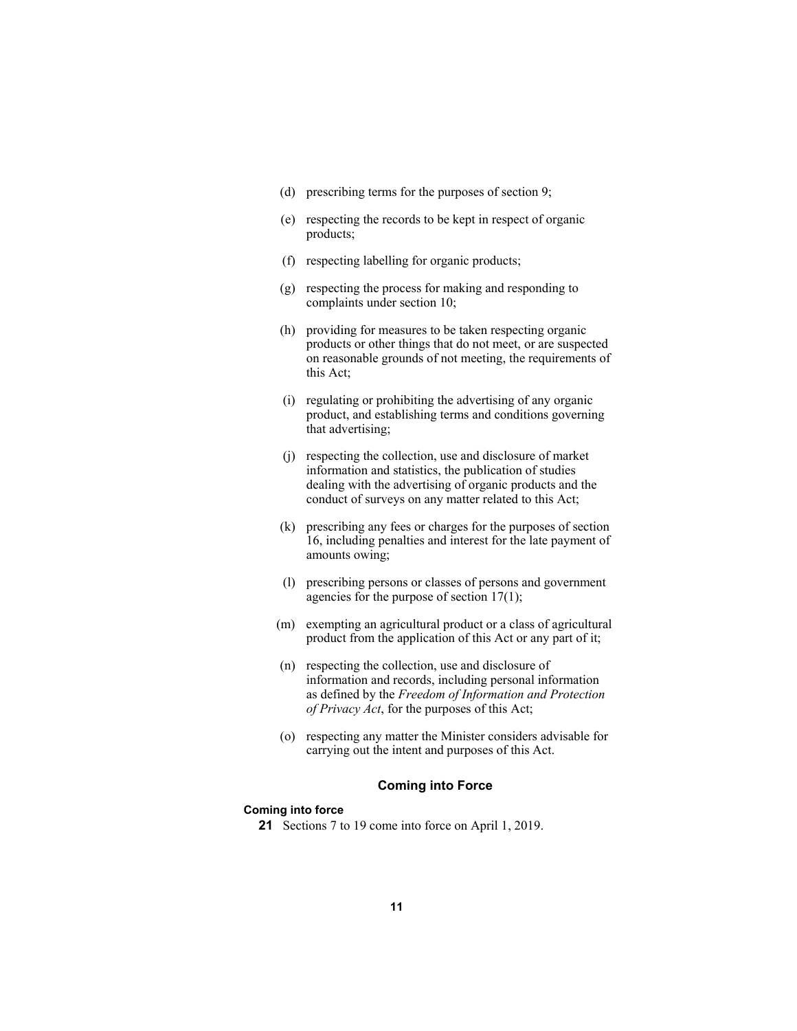(d) prescribing terms for the purposes of section 9;

(e) respecting the records to be kept in respect of organic products;

(f) respecting labelling for organic products;

(g) respecting the process for making and responding to complaints under section 10;

(h) providing for measures to be taken respecting organic products or other things that do not meet, or are suspected on reasonable grounds of not meeting, the requirements of this Act;

(i) regulating or prohibiting the advertising of any organic product, and establishing terms and conditions governing that advertising;

(j) respecting the collection, use and disclosure of market information and statistics, the publication of studies dealing with the advertising of organic products and the conduct of surveys on any matter related to this Act;

(k) prescribing any fees or charges for the purposes of section 16, including penalties and interest for the late payment of amounts owing;

(l) prescribing persons or classes of persons and government agencies for the purpose of section 17(1);

(m) exempting an agricultural product or a class of agricultural product from the application of this Act or any part of it;

(n) respecting the collection, use and disclosure of information and records, including personal information as defined by the *Freedom of Information and Protection of Privacy Act*, for the purposes of this Act;

(o) respecting any matter the Minister considers advisable for carrying out the intent and purposes of this Act.

## Coming into Force

**Coming into force**

**21** Sections 7 to 19 come into force on April 1, 2019.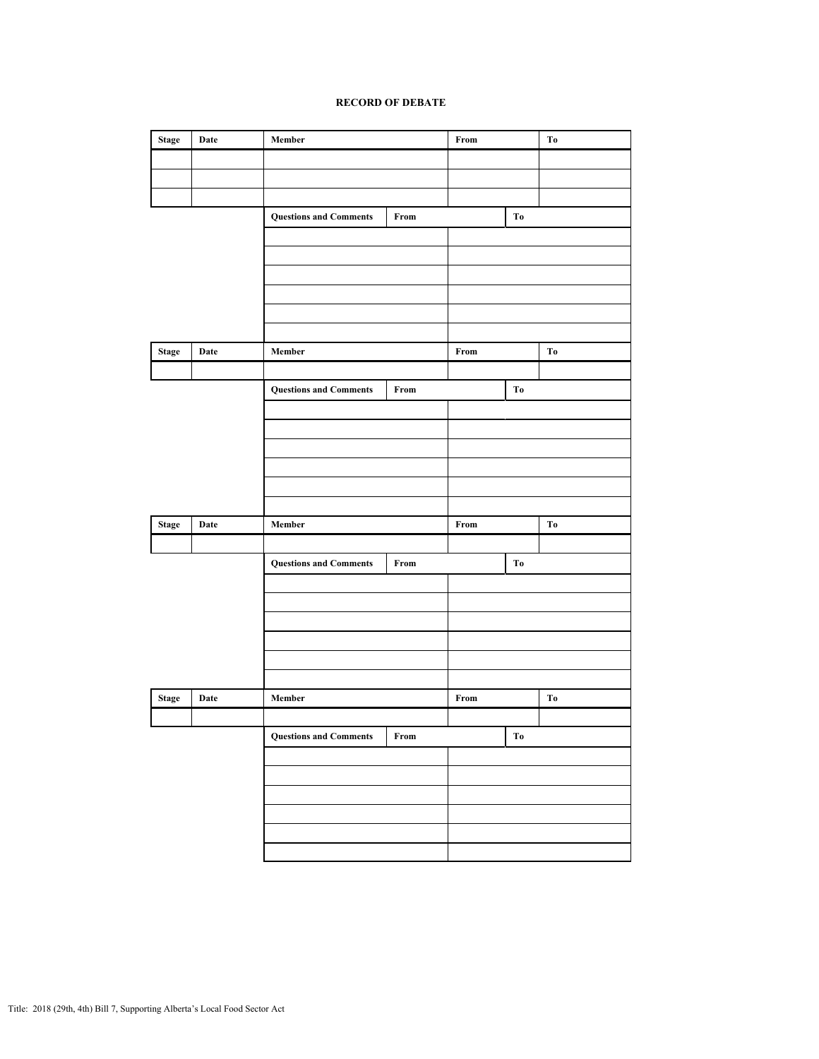**RECORD OF DEBATE**

| Stage | Date | Member | From | To |
|---|---|---|---|---|
| | | | | |
| | | | | |
| | | | | |

| Questions and Comments | From | To |
|---|---|---|
| | | |
| | | |
| | | |
| | | |
| | | |
| | | |

| Stage | Date | Member | From | To |
|---|---|---|---|---|
| | | | | |

| Questions and Comments | From | To |
|---|---|---|
| | | |
| | | |
| | | |
| | | |
| | | |
| | | |

| Stage | Date | Member | From | To |
|---|---|---|---|---|
| | | | | |

| Questions and Comments | From | To |
|---|---|---|
| | | |
| | | |
| | | |
| | | |
| | | |
| | | |

| Stage | Date | Member | From | To |
|---|---|---|---|---|
| | | | | |

| Questions and Comments | From | To |
|---|---|---|
| | | |
| | | |
| | | |
| | | |
| | | |
| | | |

Title: 2018 (29th, 4th) Bill 7, Supporting Alberta's Local Food Sector Act